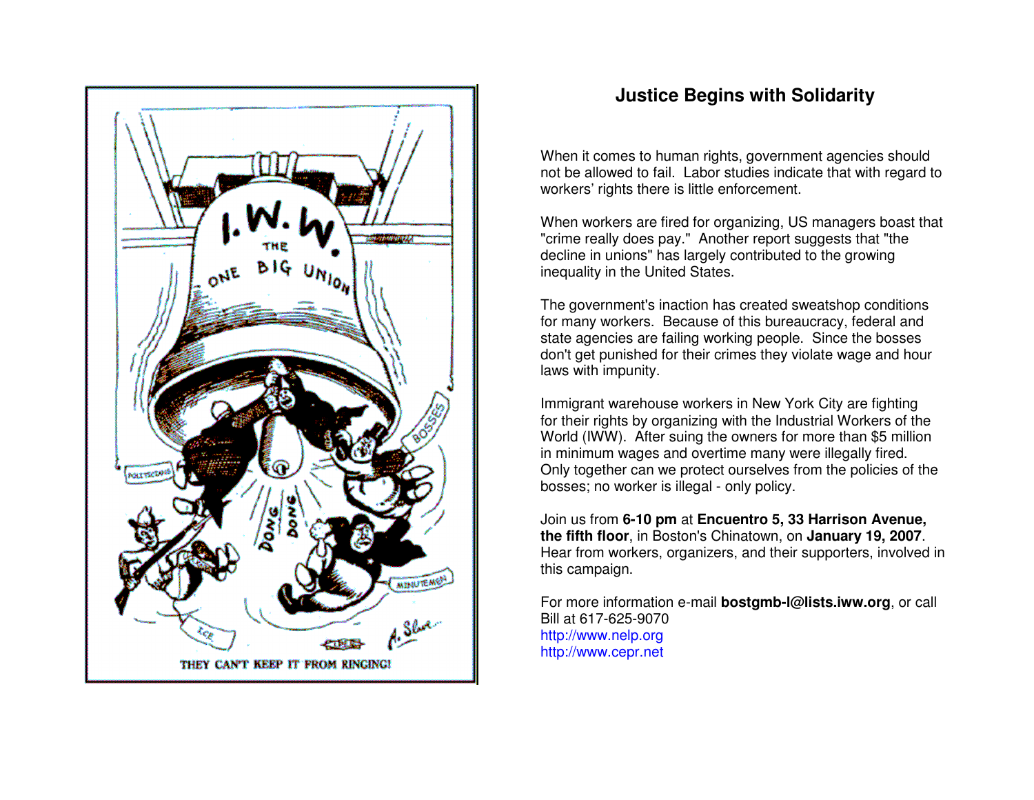## Justice Begins with Solidarity

When it comes to human rights, government agencies should not be allowed to fail. Labor studies indicate that with regard to workers' rights there is little enforcement.

When workers are fired for organizing, US managers boast that "crime really does pay." Another report suggests that "the decline in unions" has largely contributed to the growing inequality in the United States.

The government's inaction has created sweatshop conditions for many workers. Because of this bureaucracy, federal and state agencies are failing working people. Since the bosses don't get punished for their crimes they violate wage and hour laws with impunity.

Immigrant warehouse workers in New York City are fighting for their rights by organizing with the Industrial Workers of the World (IWW). After suing the owners for more than $5 million in minimum wages and overtime many were illegally fired. Only together can we protect ourselves from the policies of the bosses; no worker is illegal - only policy.

Join us from **6-10 pm** at **Encuentro 5, 33 Harrison Avenue, the fifth floor**, in Boston's Chinatown, on **January 19, 2007**. Hear from workers, organizers, and their supporters, involved in this campaign.

For more information e-mail **bostgmb-l@lists.iww.org**, or call Bill at 617-625-9070
http://www.nelp.org
http://www.cepr.net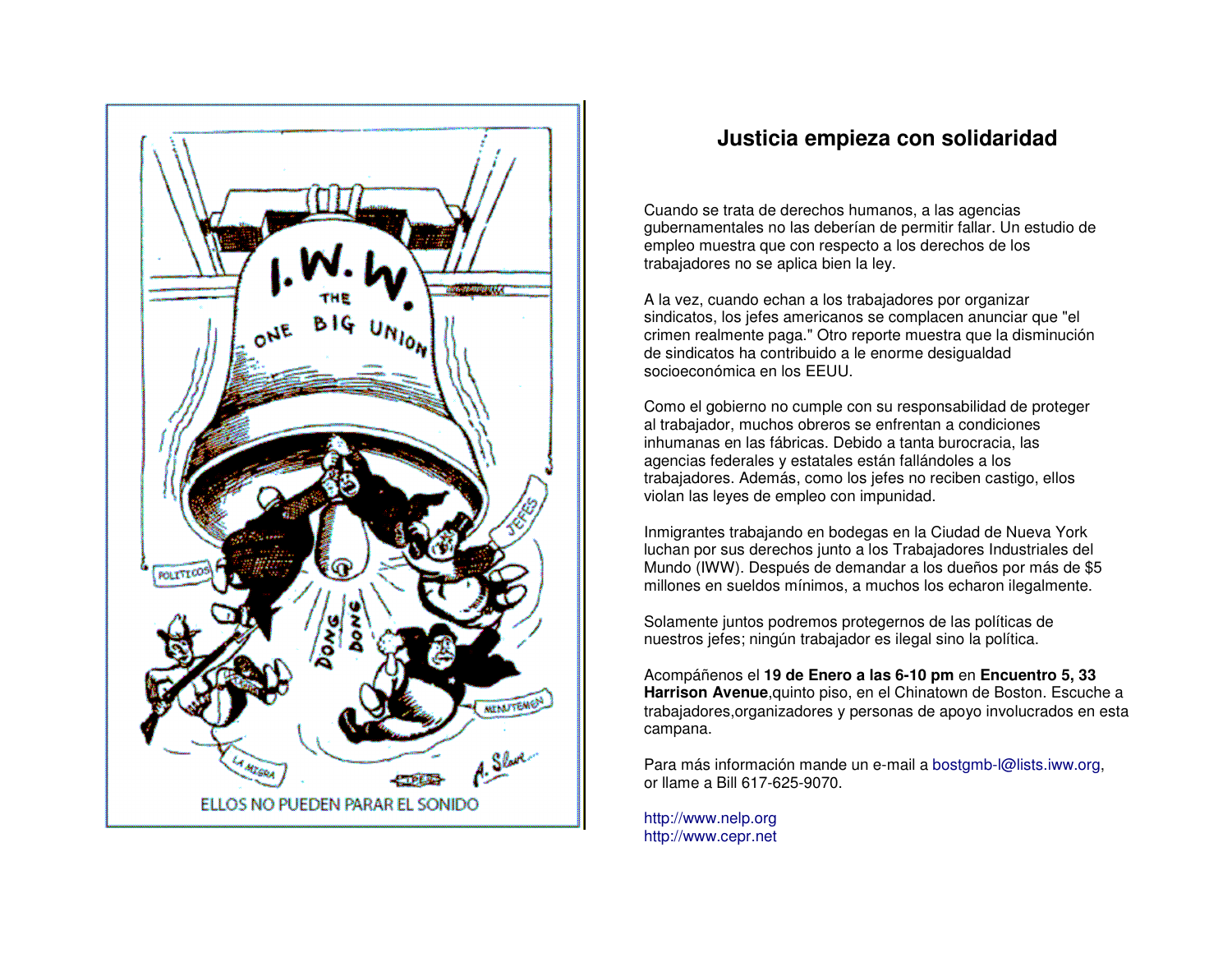# Justicia empieza con solidaridad

Cuando se trata de derechos humanos, a las agencias gubernamentales no las deberían de permitir fallar. Un estudio de empleo muestra que con respecto a los derechos de los trabajadores no se aplica bien la ley.

A la vez, cuando echan a los trabajadores por organizar sindicatos, los jefes americanos se complacen anunciar que "el crimen realmente paga." Otro reporte muestra que la disminución de sindicatos ha contribuido a le enorme desigualdad socioeconómica en los EEUU.

Como el gobierno no cumple con su responsabilidad de proteger al trabajador, muchos obreros se enfrentan a condiciones inhumanas en las fábricas. Debido a tanta burocracia, las agencias federales y estatales están fallándoles a los trabajadores. Además, como los jefes no reciben castigo, ellos violan las leyes de empleo con impunidad.

Inmigrantes trabajando en bodegas en la Ciudad de Nueva York luchan por sus derechos junto a los Trabajadores Industriales del Mundo (IWW). Después de demandar a los dueños por más de $5 millones en sueldos mínimos, a muchos los echaron ilegalmente.

Solamente juntos podremos protegernos de las políticas de nuestros jefes; ningún trabajador es ilegal sino la política.

Acompáñenos el **19 de Enero a las 6-10 pm** en **Encuentro 5, 33 Harrison Avenue**,quinto piso, en el Chinatown de Boston. Escuche a trabajadores,organizadores y personas de apoyo involucrados en esta campana.

Para más información mande un e-mail a bostgmb-l@lists.iww.org, or llame a Bill 617-625-9070.

http://www.nelp.org
http://www.cepr.net